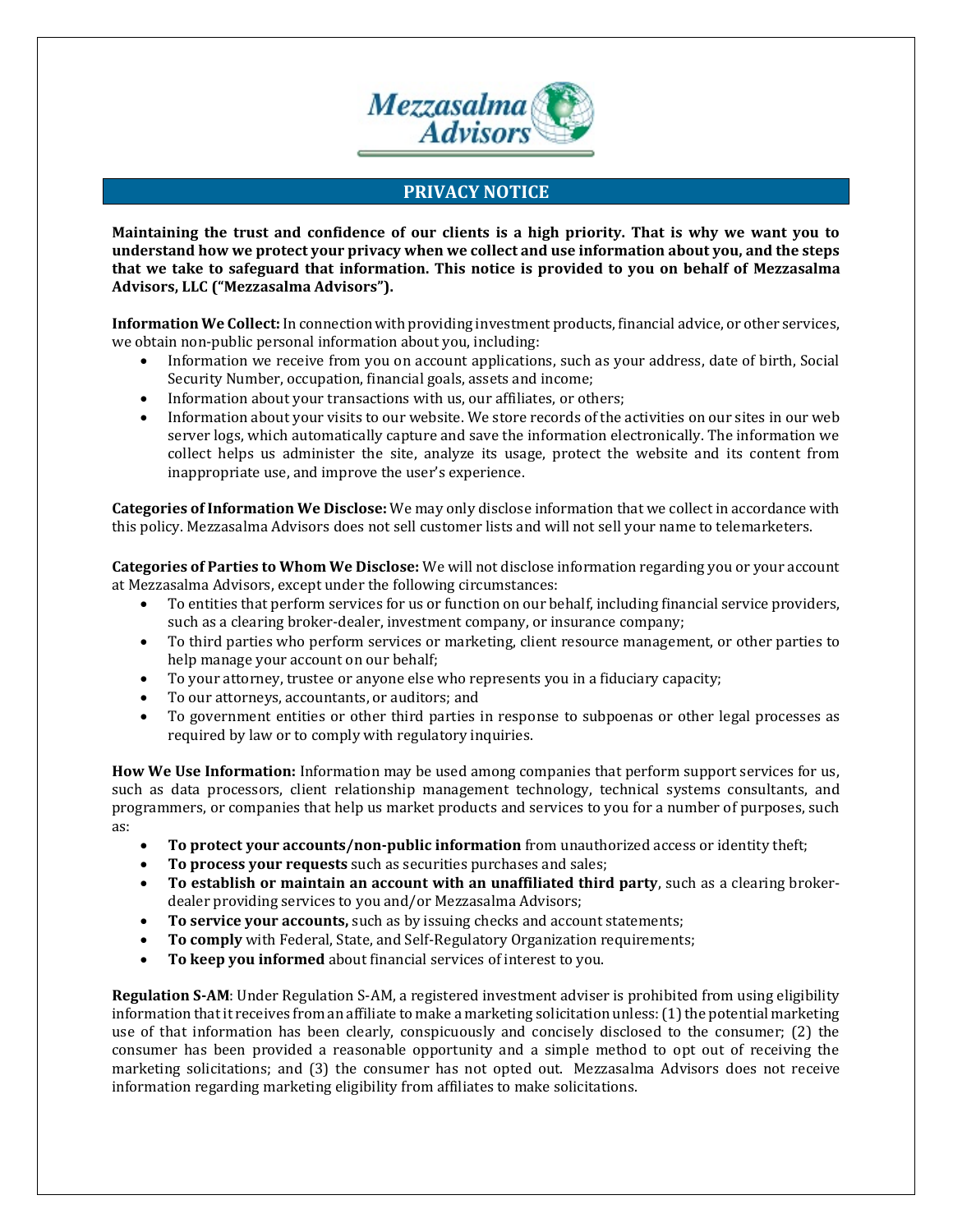# PRIVACY NOTICE

**Maintaining the trust and confidence of our clients is a high priority. That is why we want you to understand how we protect your privacy when we collect and use information about you, and the steps that we take to safeguard that information. This notice is provided to you on behalf of Mezzasalma Advisors, LLC ("Mezzasalma Advisors").**

**Information We Collect:** In connection with providing investment products, financial advice, or other services, we obtain non-public personal information about you, including:

- Information we receive from you on account applications, such as your address, date of birth, Social Security Number, occupation, financial goals, assets and income;
- Information about your transactions with us, our affiliates, or others;
- Information about your visits to our website. We store records of the activities on our sites in our web server logs, which automatically capture and save the information electronically. The information we collect helps us administer the site, analyze its usage, protect the website and its content from inappropriate use, and improve the user's experience.

**Categories of Information We Disclose:** We may only disclose information that we collect in accordance with this policy. Mezzasalma Advisors does not sell customer lists and will not sell your name to telemarketers.

**Categories of Parties to Whom We Disclose:** We will not disclose information regarding you or your account at Mezzasalma Advisors, except under the following circumstances:

- To entities that perform services for us or function on our behalf, including financial service providers, such as a clearing broker-dealer, investment company, or insurance company;
- To third parties who perform services or marketing, client resource management, or other parties to help manage your account on our behalf;
- To your attorney, trustee or anyone else who represents you in a fiduciary capacity;
- To our attorneys, accountants, or auditors; and
- To government entities or other third parties in response to subpoenas or other legal processes as required by law or to comply with regulatory inquiries.

**How We Use Information:** Information may be used among companies that perform support services for us, such as data processors, client relationship management technology, technical systems consultants, and programmers, or companies that help us market products and services to you for a number of purposes, such as:

- **To protect your accounts/non-public information** from unauthorized access or identity theft;
- **To process your requests** such as securities purchases and sales;
- **To establish or maintain an account with an unaffiliated third party**, such as a clearing broker-dealer providing services to you and/or Mezzasalma Advisors;
- **To service your accounts,** such as by issuing checks and account statements;
- **To comply** with Federal, State, and Self-Regulatory Organization requirements;
- **To keep you informed** about financial services of interest to you.

**Regulation S-AM**: Under Regulation S-AM, a registered investment adviser is prohibited from using eligibility information that it receives from an affiliate to make a marketing solicitation unless: (1) the potential marketing use of that information has been clearly, conspicuously and concisely disclosed to the consumer; (2) the consumer has been provided a reasonable opportunity and a simple method to opt out of receiving the marketing solicitations; and (3) the consumer has not opted out. Mezzasalma Advisors does not receive information regarding marketing eligibility from affiliates to make solicitations.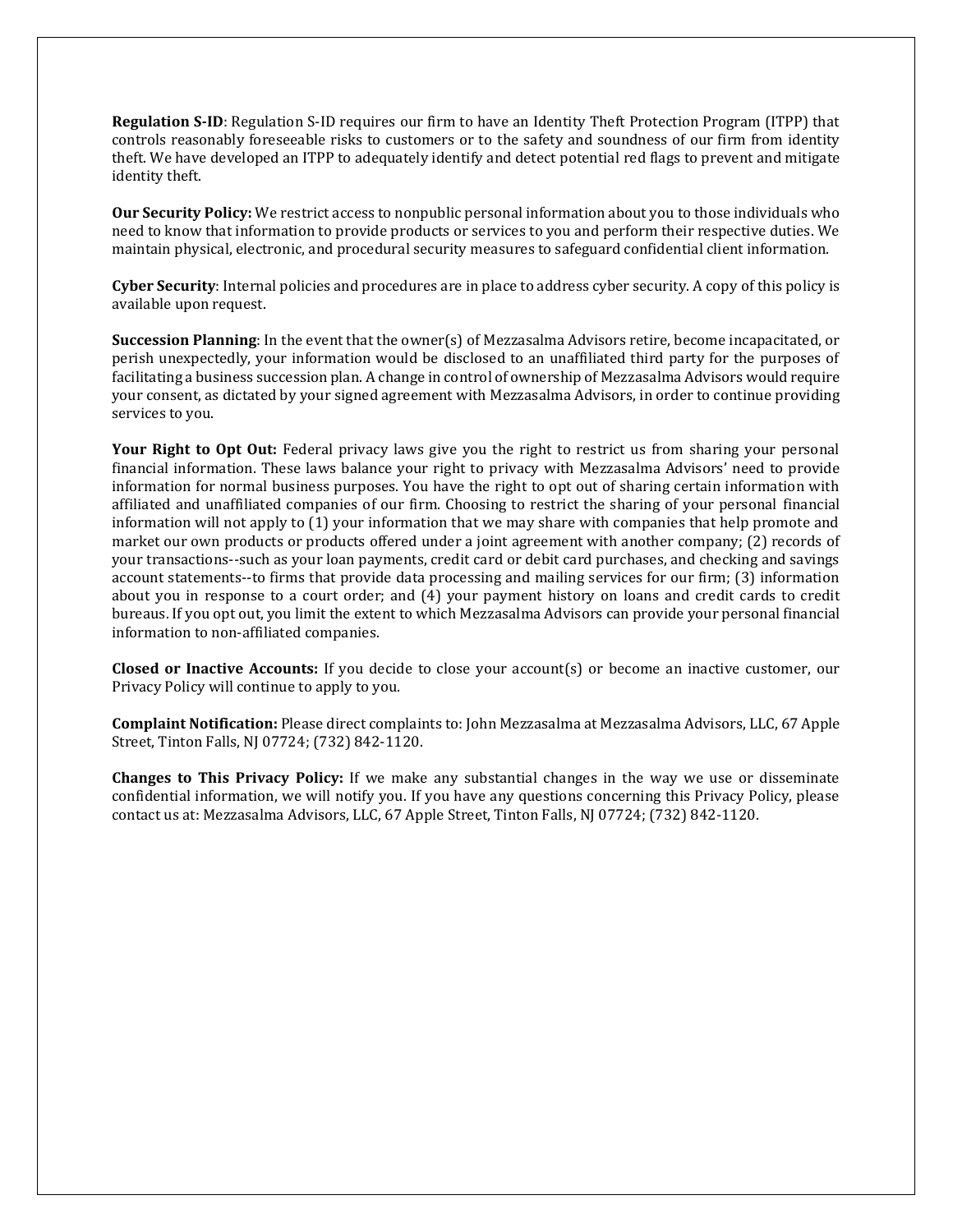**Regulation S-ID**: Regulation S-ID requires our firm to have an Identity Theft Protection Program (ITPP) that controls reasonably foreseeable risks to customers or to the safety and soundness of our firm from identity theft. We have developed an ITPP to adequately identify and detect potential red flags to prevent and mitigate identity theft.

**Our Security Policy:** We restrict access to nonpublic personal information about you to those individuals who need to know that information to provide products or services to you and perform their respective duties. We maintain physical, electronic, and procedural security measures to safeguard confidential client information.

**Cyber Security**: Internal policies and procedures are in place to address cyber security. A copy of this policy is available upon request.

**Succession Planning**: In the event that the owner(s) of Mezzasalma Advisors retire, become incapacitated, or perish unexpectedly, your information would be disclosed to an unaffiliated third party for the purposes of facilitating a business succession plan. A change in control of ownership of Mezzasalma Advisors would require your consent, as dictated by your signed agreement with Mezzasalma Advisors, in order to continue providing services to you.

**Your Right to Opt Out:** Federal privacy laws give you the right to restrict us from sharing your personal financial information. These laws balance your right to privacy with Mezzasalma Advisors' need to provide information for normal business purposes. You have the right to opt out of sharing certain information with affiliated and unaffiliated companies of our firm. Choosing to restrict the sharing of your personal financial information will not apply to (1) your information that we may share with companies that help promote and market our own products or products offered under a joint agreement with another company; (2) records of your transactions--such as your loan payments, credit card or debit card purchases, and checking and savings account statements--to firms that provide data processing and mailing services for our firm; (3) information about you in response to a court order; and (4) your payment history on loans and credit cards to credit bureaus. If you opt out, you limit the extent to which Mezzasalma Advisors can provide your personal financial information to non-affiliated companies.

**Closed or Inactive Accounts:** If you decide to close your account(s) or become an inactive customer, our Privacy Policy will continue to apply to you.

**Complaint Notification:** Please direct complaints to: John Mezzasalma at Mezzasalma Advisors, LLC, 67 Apple Street, Tinton Falls, NJ 07724; (732) 842-1120.

**Changes to This Privacy Policy:** If we make any substantial changes in the way we use or disseminate confidential information, we will notify you. If you have any questions concerning this Privacy Policy, please contact us at: Mezzasalma Advisors, LLC, 67 Apple Street, Tinton Falls, NJ 07724; (732) 842-1120.